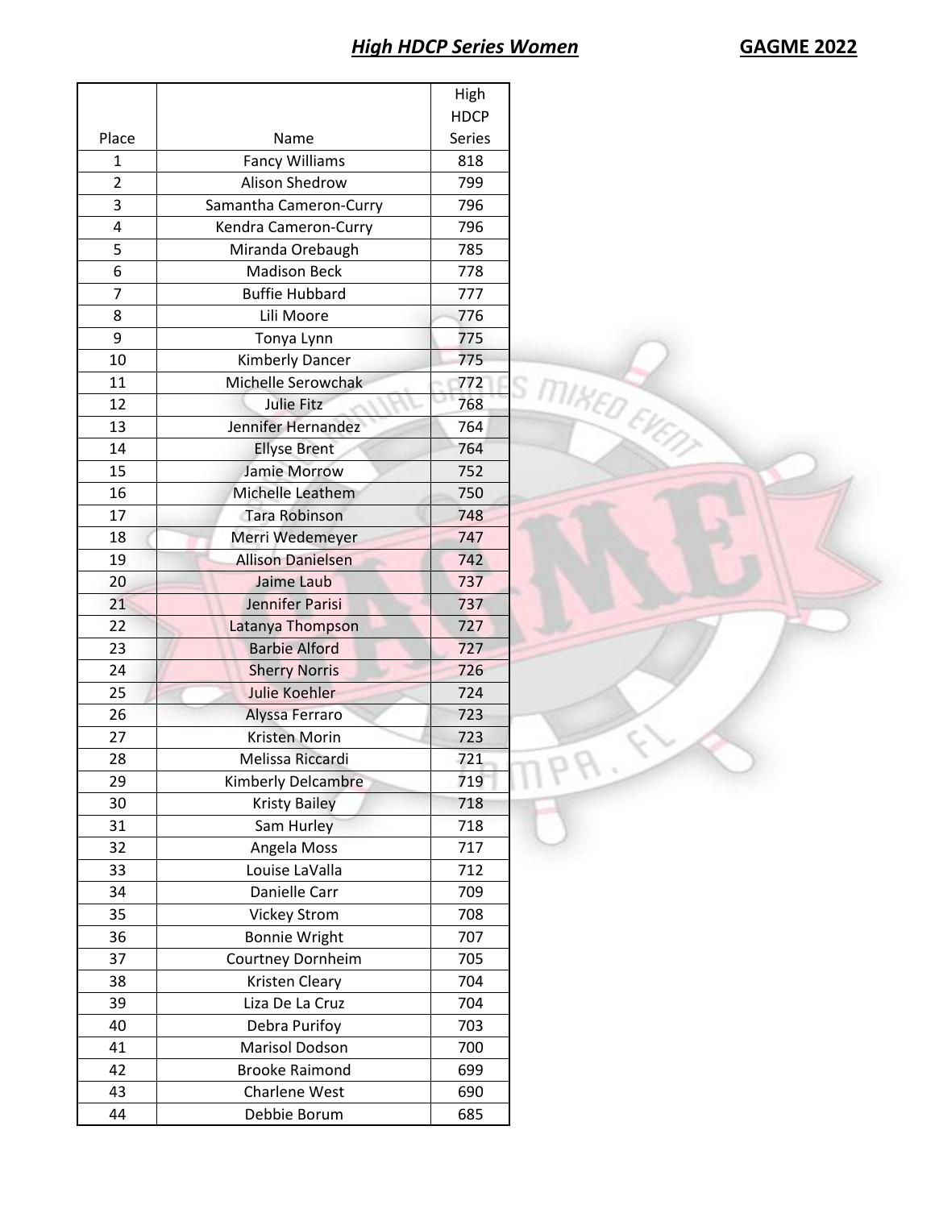## ***High HDCP Series Women*** **GAGME 2022**

| Place | Name | High HDCP Series |
|---|---|---|
| 1 | Fancy Williams | 818 |
| 2 | Alison Shedrow | 799 |
| 3 | Samantha Cameron-Curry | 796 |
| 4 | Kendra Cameron-Curry | 796 |
| 5 | Miranda Orebaugh | 785 |
| 6 | Madison Beck | 778 |
| 7 | Buffie Hubbard | 777 |
| 8 | Lili Moore | 776 |
| 9 | Tonya Lynn | 775 |
| 10 | Kimberly Dancer | 775 |
| 11 | Michelle Serowchak | 772 |
| 12 | Julie Fitz | 768 |
| 13 | Jennifer Hernandez | 764 |
| 14 | Ellyse Brent | 764 |
| 15 | Jamie Morrow | 752 |
| 16 | Michelle Leathem | 750 |
| 17 | Tara Robinson | 748 |
| 18 | Merri Wedemeyer | 747 |
| 19 | Allison Danielsen | 742 |
| 20 | Jaime Laub | 737 |
| 21 | Jennifer Parisi | 737 |
| 22 | Latanya Thompson | 727 |
| 23 | Barbie Alford | 727 |
| 24 | Sherry Norris | 726 |
| 25 | Julie Koehler | 724 |
| 26 | Alyssa Ferraro | 723 |
| 27 | Kristen Morin | 723 |
| 28 | Melissa Riccardi | 721 |
| 29 | Kimberly Delcambre | 719 |
| 30 | Kristy Bailey | 718 |
| 31 | Sam Hurley | 718 |
| 32 | Angela Moss | 717 |
| 33 | Louise LaValla | 712 |
| 34 | Danielle Carr | 709 |
| 35 | Vickey Strom | 708 |
| 36 | Bonnie Wright | 707 |
| 37 | Courtney Dornheim | 705 |
| 38 | Kristen Cleary | 704 |
| 39 | Liza De La Cruz | 704 |
| 40 | Debra Purifoy | 703 |
| 41 | Marisol Dodson | 700 |
| 42 | Brooke Raimond | 699 |
| 43 | Charlene West | 690 |
| 44 | Debbie Borum | 685 |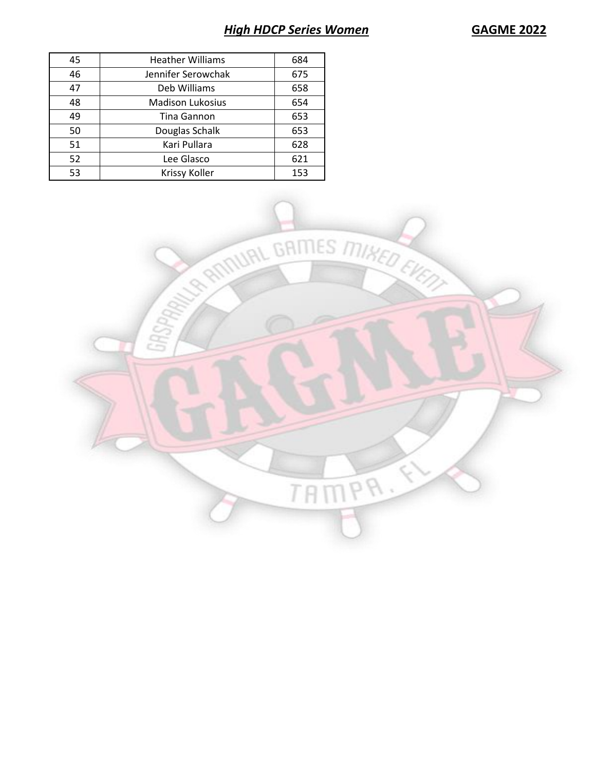| | | |
|---|---|---|
| 45 | Heather Williams | 684 |
| 46 | Jennifer Serowchak | 675 |
| 47 | Deb Williams | 658 |
| 48 | Madison Lukosius | 654 |
| 49 | Tina Gannon | 653 |
| 50 | Douglas Schalk | 653 |
| 51 | Kari Pullara | 628 |
| 52 | Lee Glasco | 621 |
| 53 | Krissy Koller | 153 |